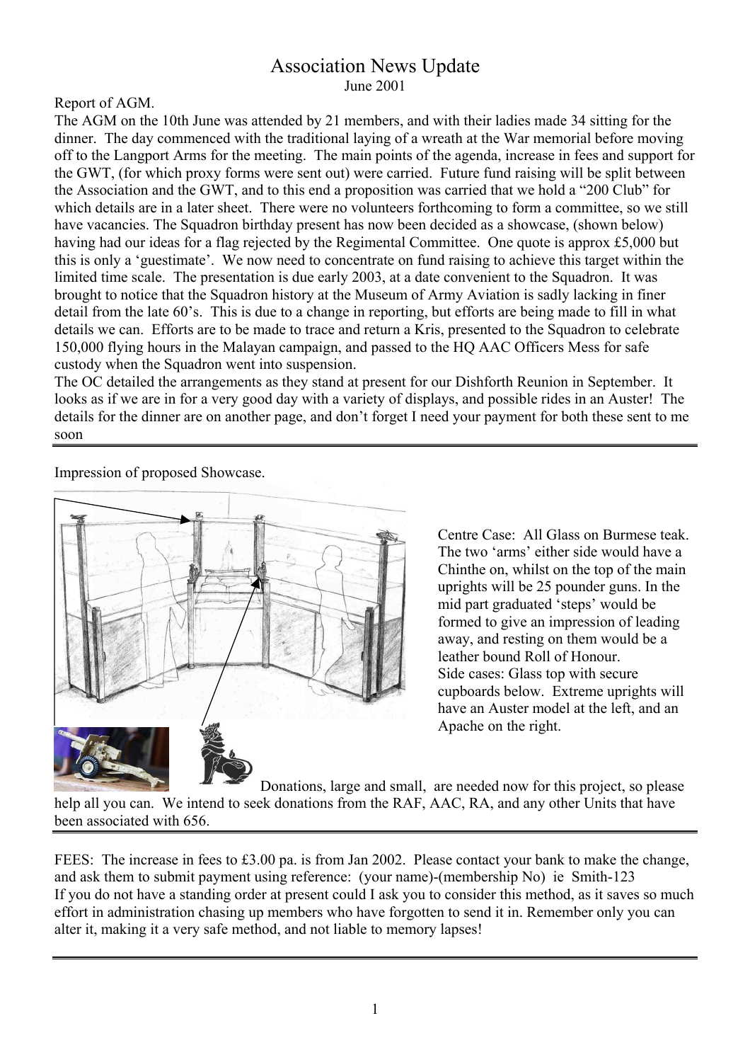# Association News Update

June 2001

Report of AGM.

The AGM on the 10th June was attended by 21 members, and with their ladies made 34 sitting for the dinner. The day commenced with the traditional laying of a wreath at the War memorial before moving off to the Langport Arms for the meeting. The main points of the agenda, increase in fees and support for the GWT, (for which proxy forms were sent out) were carried. Future fund raising will be split between the Association and the GWT, and to this end a proposition was carried that we hold a "200 Club" for which details are in a later sheet. There were no volunteers forthcoming to form a committee, so we still have vacancies. The Squadron birthday present has now been decided as a showcase, (shown below) having had our ideas for a flag rejected by the Regimental Committee. One quote is approx £5,000 but this is only a 'guestimate'. We now need to concentrate on fund raising to achieve this target within the limited time scale. The presentation is due early 2003, at a date convenient to the Squadron. It was brought to notice that the Squadron history at the Museum of Army Aviation is sadly lacking in finer detail from the late 60's. This is due to a change in reporting, but efforts are being made to fill in what details we can. Efforts are to be made to trace and return a Kris, presented to the Squadron to celebrate 150,000 flying hours in the Malayan campaign, and passed to the HQ AAC Officers Mess for safe custody when the Squadron went into suspension.

The OC detailed the arrangements as they stand at present for our Dishforth Reunion in September. It looks as if we are in for a very good day with a variety of displays, and possible rides in an Auster! The details for the dinner are on another page, and don't forget I need your payment for both these sent to me soon

---

Impression of proposed Showcase.

Centre Case: All Glass on Burmese teak. The two 'arms' either side would have a Chinthe on, whilst on the top of the main uprights will be 25 pounder guns. In the mid part graduated 'steps' would be formed to give an impression of leading away, and resting on them would be a leather bound Roll of Honour.

Side cases: Glass top with secure cupboards below. Extreme uprights will have an Auster model at the left, and an Apache on the right.

Donations, large and small, are needed now for this project, so please help all you can. We intend to seek donations from the RAF, AAC, RA, and any other Units that have been associated with 656.

---

FEES: The increase in fees to £3.00 pa. is from Jan 2002. Please contact your bank to make the change, and ask them to submit payment using reference: (your name)-(membership No) ie Smith-123

If you do not have a standing order at present could I ask you to consider this method, as it saves so much effort in administration chasing up members who have forgotten to send it in. Remember only you can alter it, making it a very safe method, and not liable to memory lapses!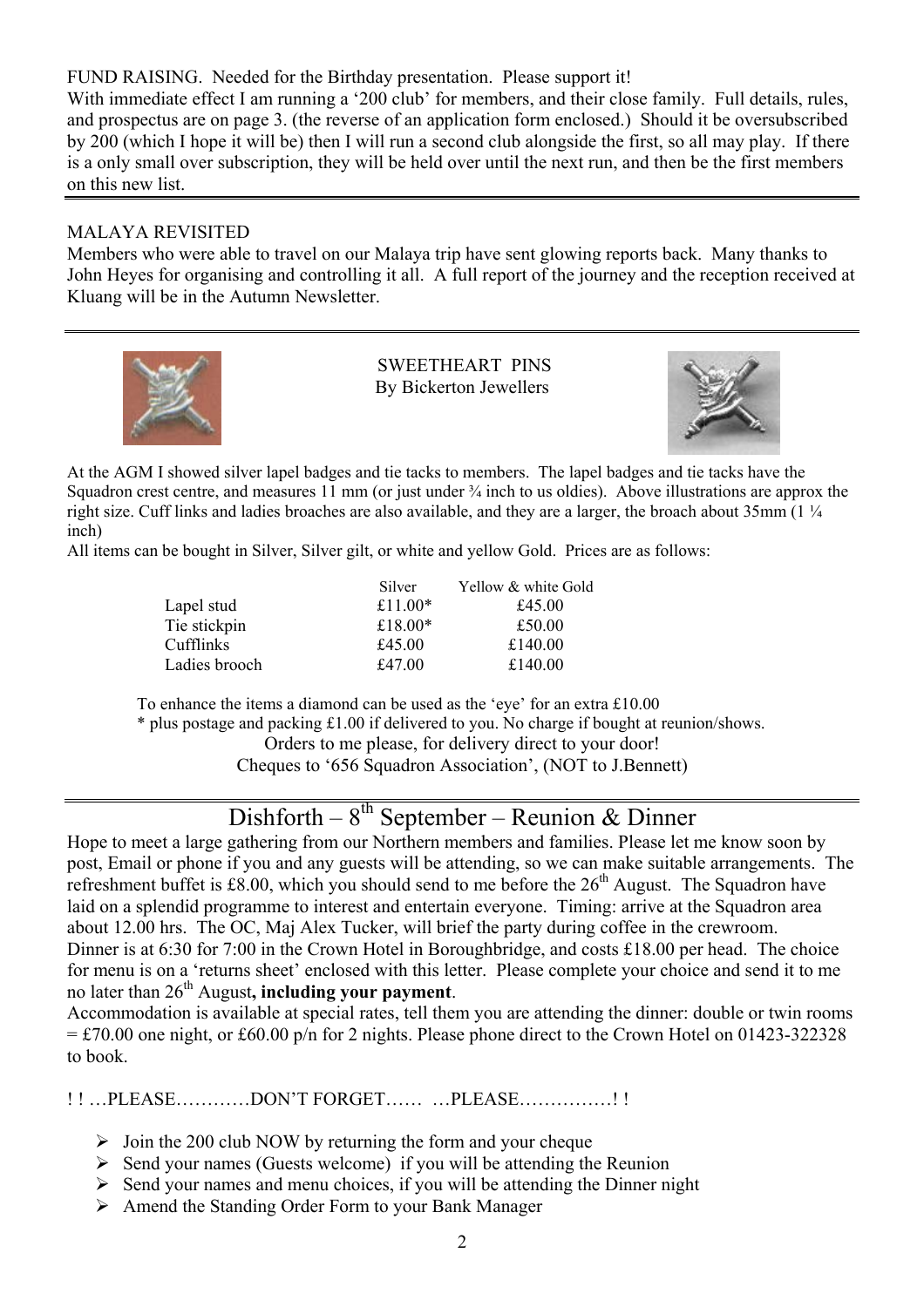FUND RAISING. Needed for the Birthday presentation. Please support it!
With immediate effect I am running a '200 club' for members, and their close family. Full details, rules, and prospectus are on page 3. (the reverse of an application form enclosed.) Should it be oversubscribed by 200 (which I hope it will be) then I will run a second club alongside the first, so all may play. If there is a only small over subscription, they will be held over until the next run, and then be the first members on this new list.

---

MALAYA REVISITED
Members who were able to travel on our Malaya trip have sent glowing reports back. Many thanks to John Heyes for organising and controlling it all. A full report of the journey and the reception received at Kluang will be in the Autumn Newsletter.

---

SWEETHEART PINS
By Bickerton Jewellers

At the AGM I showed silver lapel badges and tie tacks to members. The lapel badges and tie tacks have the Squadron crest centre, and measures 11 mm (or just under ¾ inch to us oldies). Above illustrations are approx the right size. Cuff links and ladies broaches are also available, and they are a larger, the broach about 35mm (1 ¼ inch)
All items can be bought in Silver, Silver gilt, or white and yellow Gold. Prices are as follows:

| | Silver | Yellow & white Gold |
|---|---|---|
| Lapel stud | £11.00* | £45.00 |
| Tie stickpin | £18.00* | £50.00 |
| Cufflinks | £45.00 | £140.00 |
| Ladies brooch | £47.00 | £140.00 |

To enhance the items a diamond can be used as the 'eye' for an extra £10.00
* plus postage and packing £1.00 if delivered to you. No charge if bought at reunion/shows.
Orders to me please, for delivery direct to your door!
Cheques to '656 Squadron Association', (NOT to J.Bennett)

---

# Dishforth – 8th September – Reunion & Dinner

Hope to meet a large gathering from our Northern members and families. Please let me know soon by post, Email or phone if you and any guests will be attending, so we can make suitable arrangements. The refreshment buffet is £8.00, which you should send to me before the 26th August. The Squadron have laid on a splendid programme to interest and entertain everyone. Timing: arrive at the Squadron area about 12.00 hrs. The OC, Maj Alex Tucker, will brief the party during coffee in the crewroom.
Dinner is at 6:30 for 7:00 in the Crown Hotel in Boroughbridge, and costs £18.00 per head. The choice for menu is on a 'returns sheet' enclosed with this letter. Please complete your choice and send it to me no later than 26th August**, including your payment**.
Accommodation is available at special rates, tell them you are attending the dinner: double or twin rooms = £70.00 one night, or £60.00 p/n for 2 nights. Please phone direct to the Crown Hotel on 01423-322328 to book.

! ! …PLEASE…………DON'T FORGET…… …PLEASE……………! !

- Join the 200 club NOW by returning the form and your cheque
- Send your names (Guests welcome) if you will be attending the Reunion
- Send your names and menu choices, if you will be attending the Dinner night
- Amend the Standing Order Form to your Bank Manager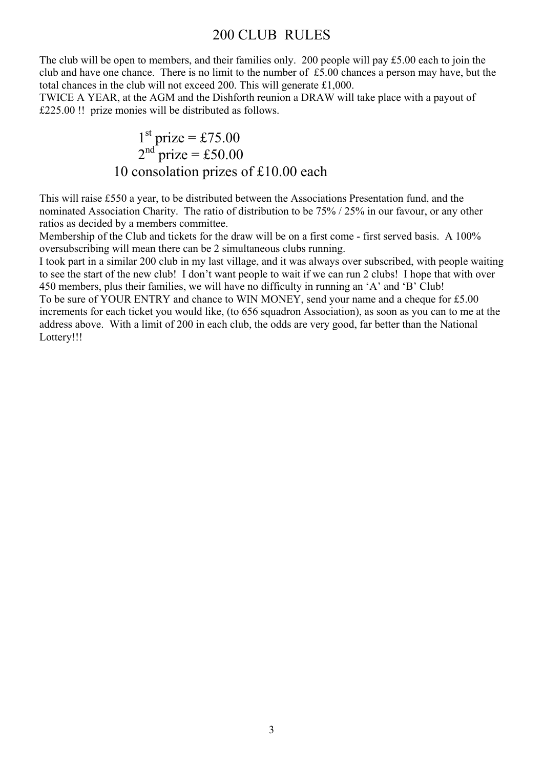# 200 CLUB RULES

The club will be open to members, and their families only. 200 people will pay £5.00 each to join the club and have one chance. There is no limit to the number of £5.00 chances a person may have, but the total chances in the club will not exceed 200. This will generate £1,000.

TWICE A YEAR, at the AGM and the Dishforth reunion a DRAW will take place with a payout of £225.00 !! prize monies will be distributed as follows.

1st prize = £75.00
2nd prize = £50.00
10 consolation prizes of £10.00 each

This will raise £550 a year, to be distributed between the Associations Presentation fund, and the nominated Association Charity. The ratio of distribution to be 75% / 25% in our favour, or any other ratios as decided by a members committee.

Membership of the Club and tickets for the draw will be on a first come - first served basis. A 100% oversubscribing will mean there can be 2 simultaneous clubs running.

I took part in a similar 200 club in my last village, and it was always over subscribed, with people waiting to see the start of the new club! I don't want people to wait if we can run 2 clubs! I hope that with over 450 members, plus their families, we will have no difficulty in running an 'A' and 'B' Club!

To be sure of YOUR ENTRY and chance to WIN MONEY, send your name and a cheque for £5.00 increments for each ticket you would like, (to 656 squadron Association), as soon as you can to me at the address above. With a limit of 200 in each club, the odds are very good, far better than the National Lottery!!!